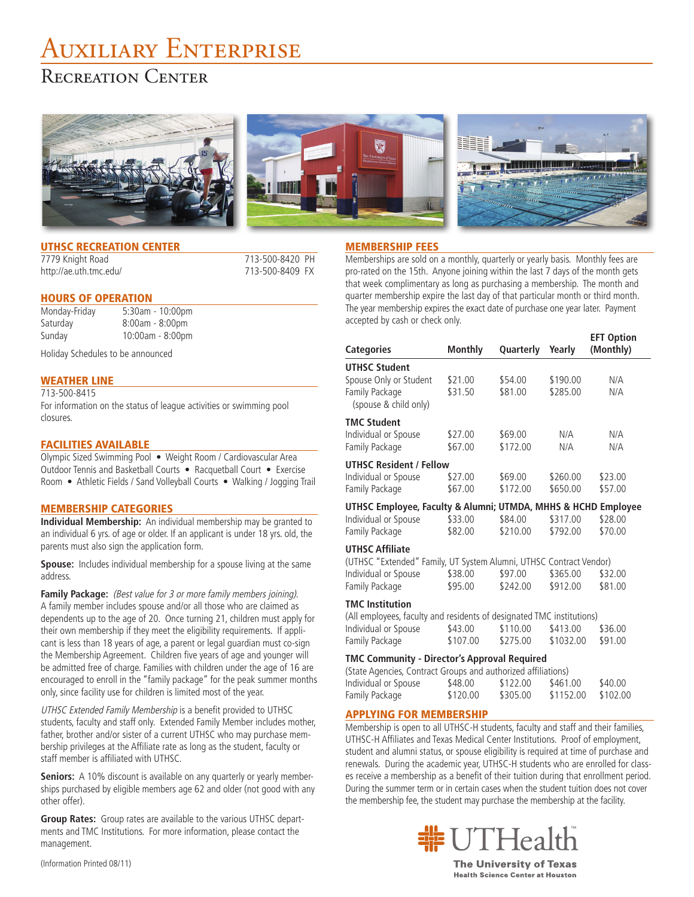# Auxiliary Enterprise

## Recreation Center

### UTHSC RECREATION CENTER

7779 Knight Road — 713-500-8420 PH
http://ae.uth.tmc.edu/ — 713-500-8409 FX

### HOURS OF OPERATION

| | |
|---|---|
| Monday-Friday | 5:30am - 10:00pm |
| Saturday | 8:00am - 8:00pm |
| Sunday | 10:00am - 8:00pm |

Holiday Schedules to be announced

### WEATHER LINE

713-500-8415

For information on the status of league activities or swimming pool closures.

### FACILITIES AVAILABLE

Olympic Sized Swimming Pool • Weight Room / Cardiovascular Area
Outdoor Tennis and Basketball Courts • Racquetball Court • Exercise Room • Athletic Fields / Sand Volleyball Courts • Walking / Jogging Trail

### MEMBERSHIP CATEGORIES

**Individual Membership:** An individual membership may be granted to an individual 6 yrs. of age or older. If an applicant is under 18 yrs. old, the parents must also sign the application form.

**Spouse:** Includes individual membership for a spouse living at the same address.

**Family Package:** *(Best value for 3 or more family members joining).* A family member includes spouse and/or all those who are claimed as dependents up to the age of 20. Once turning 21, children must apply for their own membership if they meet the eligibility requirements. If applicant is less than 18 years of age, a parent or legal guardian must co-sign the Membership Agreement. Children five years of age and younger will be admitted free of charge. Families with children under the age of 16 are encouraged to enroll in the "family package" for the peak summer months only, since facility use for children is limited most of the year.

*UTHSC Extended Family Membership* is a benefit provided to UTHSC students, faculty and staff only. Extended Family Member includes mother, father, brother and/or sister of a current UTHSC who may purchase membership privileges at the Affiliate rate as long as the student, faculty or staff member is affiliated with UTHSC.

**Seniors:** A 10% discount is available on any quarterly or yearly memberships purchased by eligible members age 62 and older (not good with any other offer).

**Group Rates:** Group rates are available to the various UTHSC departments and TMC Institutions. For more information, please contact the management.

(Information Printed 08/11)

### MEMBERSHIP FEES

Memberships are sold on a monthly, quarterly or yearly basis. Monthly fees are pro-rated on the 15th. Anyone joining within the last 7 days of the month gets that week complimentary as long as purchasing a membership. The month and quarter membership expire the last day of that particular month or third month. The year membership expires the exact date of purchase one year later. Payment accepted by cash or check only.

| Categories | Monthly | Quarterly | Yearly | EFT Option (Monthly) |
|---|---|---|---|---|
| **UTHSC Student** | | | | |
| Spouse Only or Student | $21.00 | $54.00 | $190.00 | N/A |
| Family Package (spouse & child only) | $31.50 | $81.00 | $285.00 | N/A |
| **TMC Student** | | | | |
| Individual or Spouse | $27.00 | $69.00 | N/A | N/A |
| Family Package | $67.00 | $172.00 | N/A | N/A |
| **UTHSC Resident / Fellow** | | | | |
| Individual or Spouse | $27.00 | $69.00 | $260.00 | $23.00 |
| Family Package | $67.00 | $172.00 | $650.00 | $57.00 |
| **UTHSC Employee, Faculty & Alumni; UTMDA, MHHS & HCHD Employee** | | | | |
| Individual or Spouse | $33.00 | $84.00 | $317.00 | $28.00 |
| Family Package | $82.00 | $210.00 | $792.00 | $70.00 |
| **UTHSC Affiliate** (UTHSC "Extended" Family, UT System Alumni, UTHSC Contract Vendor) | | | | |
| Individual or Spouse | $38.00 | $97.00 | $365.00 | $32.00 |
| Family Package | $95.00 | $242.00 | $912.00 | $81.00 |
| **TMC Institution** (All employees, faculty and residents of designated TMC institutions) | | | | |
| Individual or Spouse | $43.00 | $110.00 | $413.00 | $36.00 |
| Family Package | $107.00 | $275.00 | $1032.00 | $91.00 |
| **TMC Community - Director's Approval Required** (State Agencies, Contract Groups and authorized affiliations) | | | | |
| Individual or Spouse | $48.00 | $122.00 | $461.00 | $40.00 |
| Family Package | $120.00 | $305.00 | $1152.00 | $102.00 |

### APPLYING FOR MEMBERSHIP

Membership is open to all UTHSC-H students, faculty and staff and their families, UTHSC-H Affiliates and Texas Medical Center Institutions. Proof of employment, student and alumni status, or spouse eligibility is required at time of purchase and renewals. During the academic year, UTHSC-H students who are enrolled for classes receive a membership as a benefit of their tuition during that enrollment period. During the summer term or in certain cases when the student tuition does not cover the membership fee, the student may purchase the membership at the facility.

UTHealth
The University of Texas Health Science Center at Houston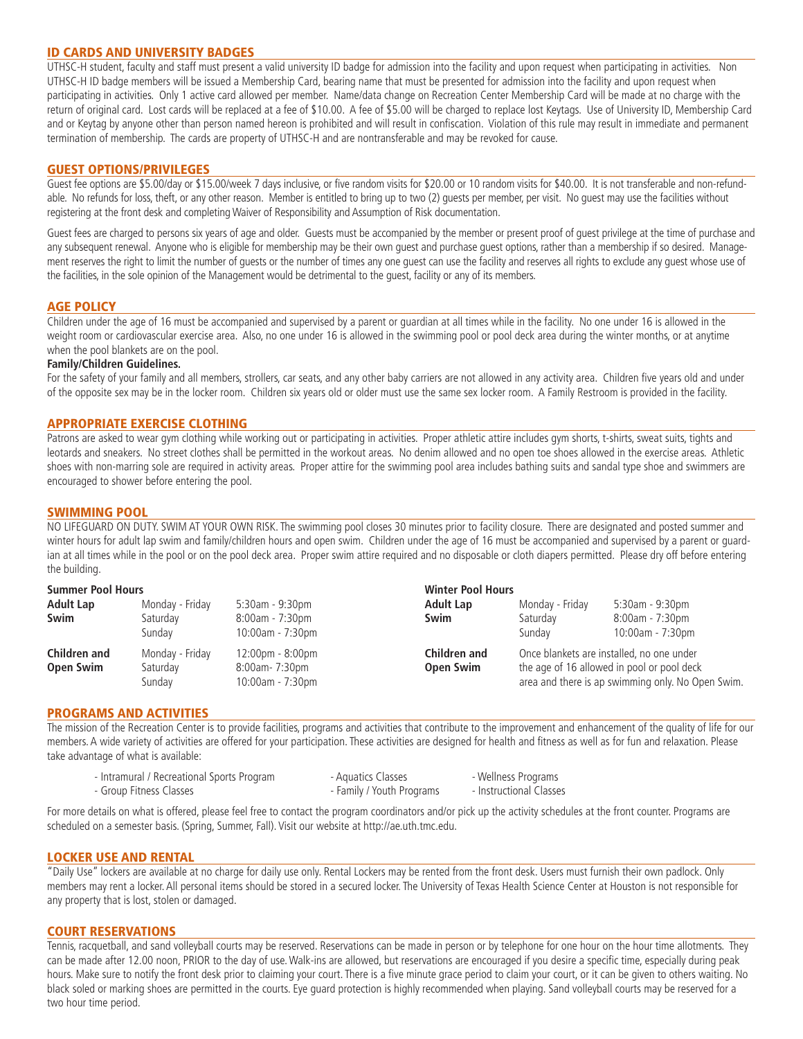## ID CARDS AND UNIVERSITY BADGES

UTHSC-H student, faculty and staff must present a valid university ID badge for admission into the facility and upon request when participating in activities. Non UTHSC-H ID badge members will be issued a Membership Card, bearing name that must be presented for admission into the facility and upon request when participating in activities. Only 1 active card allowed per member. Name/data change on Recreation Center Membership Card will be made at no charge with the return of original card. Lost cards will be replaced at a fee of $10.00. A fee of $5.00 will be charged to replace lost Keytags. Use of University ID, Membership Card and or Keytag by anyone other than person named hereon is prohibited and will result in confiscation. Violation of this rule may result in immediate and permanent termination of membership. The cards are property of UTHSC-H and are nontransferable and may be revoked for cause.

## GUEST OPTIONS/PRIVILEGES

Guest fee options are $5.00/day or $15.00/week 7 days inclusive, or five random visits for $20.00 or 10 random visits for $40.00. It is not transferable and non-refundable. No refunds for loss, theft, or any other reason. Member is entitled to bring up to two (2) guests per member, per visit. No guest may use the facilities without registering at the front desk and completing Waiver of Responsibility and Assumption of Risk documentation.

Guest fees are charged to persons six years of age and older. Guests must be accompanied by the member or present proof of guest privilege at the time of purchase and any subsequent renewal. Anyone who is eligible for membership may be their own guest and purchase guest options, rather than a membership if so desired. Management reserves the right to limit the number of guests or the number of times any one guest can use the facility and reserves all rights to exclude any guest whose use of the facilities, in the sole opinion of the Management would be detrimental to the guest, facility or any of its members.

## AGE POLICY

Children under the age of 16 must be accompanied and supervised by a parent or guardian at all times while in the facility. No one under 16 is allowed in the weight room or cardiovascular exercise area. Also, no one under 16 is allowed in the swimming pool or pool deck area during the winter months, or at anytime when the pool blankets are on the pool.

**Family/Children Guidelines.**

For the safety of your family and all members, strollers, car seats, and any other baby carriers are not allowed in any activity area. Children five years old and under of the opposite sex may be in the locker room. Children six years old or older must use the same sex locker room. A Family Restroom is provided in the facility.

## APPROPRIATE EXERCISE CLOTHING

Patrons are asked to wear gym clothing while working out or participating in activities. Proper athletic attire includes gym shorts, t-shirts, sweat suits, tights and leotards and sneakers. No street clothes shall be permitted in the workout areas. No denim allowed and no open toe shoes allowed in the exercise areas. Athletic shoes with non-marring sole are required in activity areas. Proper attire for the swimming pool area includes bathing suits and sandal type shoe and swimmers are encouraged to shower before entering the pool.

## SWIMMING POOL

NO LIFEGUARD ON DUTY. SWIM AT YOUR OWN RISK. The swimming pool closes 30 minutes prior to facility closure. There are designated and posted summer and winter hours for adult lap swim and family/children hours and open swim. Children under the age of 16 must be accompanied and supervised by a parent or guardian at all times while in the pool or on the pool deck area. Proper swim attire required and no disposable or cloth diapers permitted. Please dry off before entering the building.

**Summer Pool Hours**

| | | |
|---|---|---|
| **Adult Lap Swim** | Monday - Friday | 5:30am - 9:30pm |
| | Saturday | 8:00am - 7:30pm |
| | Sunday | 10:00am - 7:30pm |
| **Children and Open Swim** | Monday - Friday | 12:00pm - 8:00pm |
| | Saturday | 8:00am- 7:30pm |
| | Sunday | 10:00am - 7:30pm |

**Winter Pool Hours**

| | | |
|---|---|---|
| **Adult Lap Swim** | Monday - Friday | 5:30am - 9:30pm |
| | Saturday | 8:00am - 7:30pm |
| | Sunday | 10:00am - 7:30pm |
| **Children and Open Swim** | Once blankets are installed, no one under the age of 16 allowed in pool or pool deck area and there is ap swimming only. No Open Swim. | |

## PROGRAMS AND ACTIVITIES

The mission of the Recreation Center is to provide facilities, programs and activities that contribute to the improvement and enhancement of the quality of life for our members. A wide variety of activities are offered for your participation. These activities are designed for health and fitness as well as for fun and relaxation. Please take advantage of what is available:

- Intramural / Recreational Sports Program
- Group Fitness Classes
- Aquatics Classes
- Family / Youth Programs
- Wellness Programs
- Instructional Classes

For more details on what is offered, please feel free to contact the program coordinators and/or pick up the activity schedules at the front counter. Programs are scheduled on a semester basis. (Spring, Summer, Fall). Visit our website at http://ae.uth.tmc.edu.

## LOCKER USE AND RENTAL

"Daily Use" lockers are available at no charge for daily use only. Rental Lockers may be rented from the front desk. Users must furnish their own padlock. Only members may rent a locker. All personal items should be stored in a secured locker. The University of Texas Health Science Center at Houston is not responsible for any property that is lost, stolen or damaged.

## COURT RESERVATIONS

Tennis, racquetball, and sand volleyball courts may be reserved. Reservations can be made in person or by telephone for one hour on the hour time allotments. They can be made after 12.00 noon, PRIOR to the day of use. Walk-ins are allowed, but reservations are encouraged if you desire a specific time, especially during peak hours. Make sure to notify the front desk prior to claiming your court. There is a five minute grace period to claim your court, or it can be given to others waiting. No black soled or marking shoes are permitted in the courts. Eye guard protection is highly recommended when playing. Sand volleyball courts may be reserved for a two hour time period.